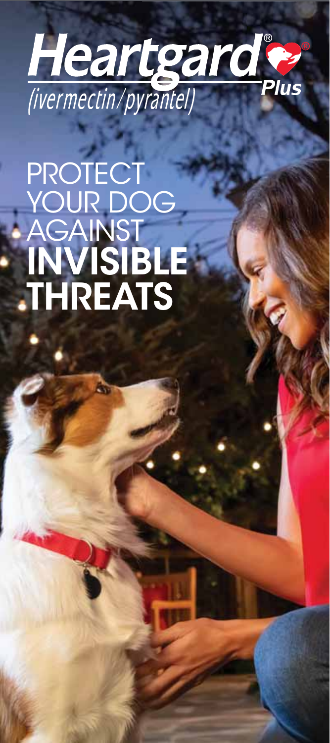# Heartgard® Plus

*(ivermectin/pyrantel)*

# PROTECT YOUR DOG AGAINST **INVISIBLE THREATS**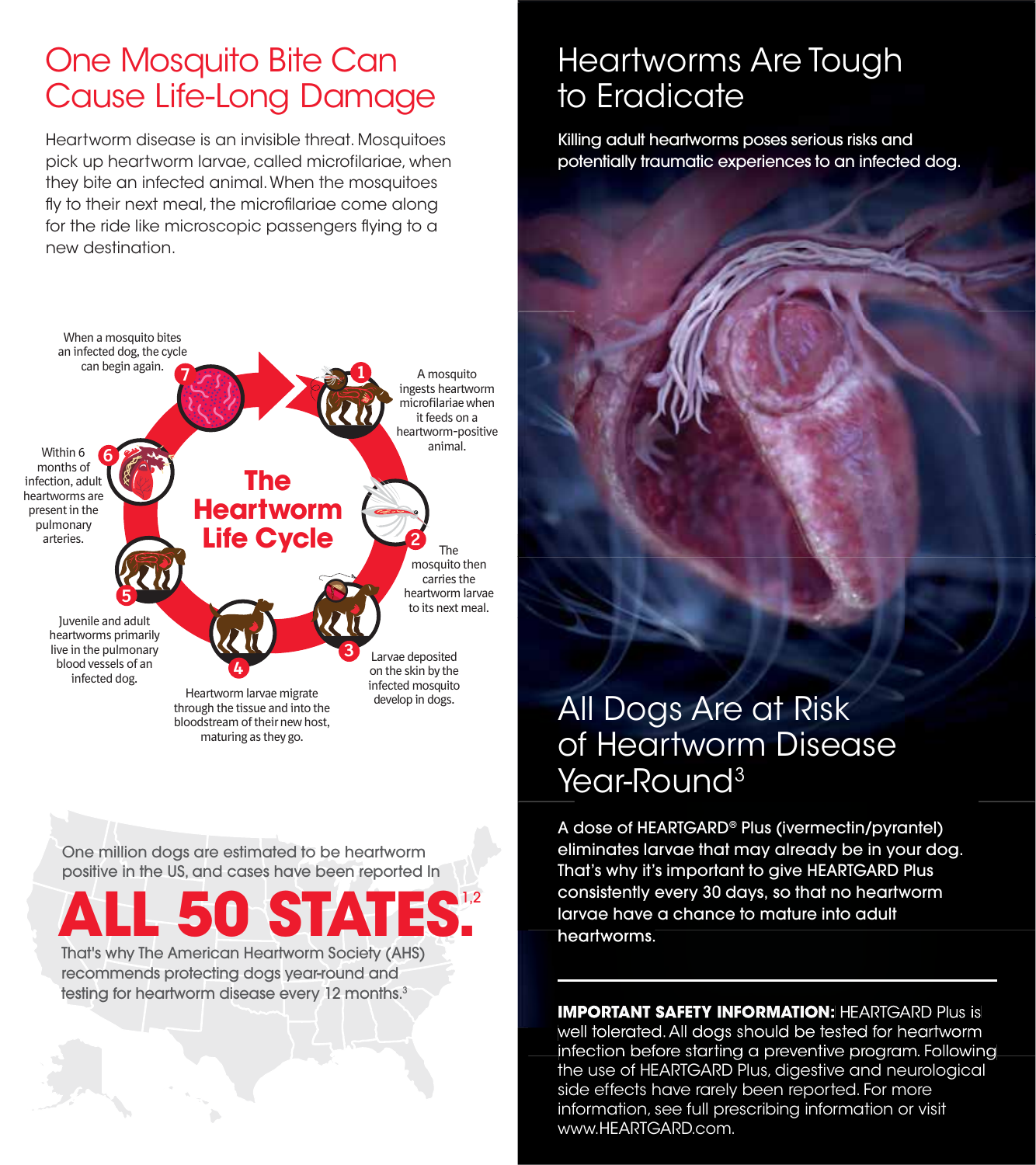# One Mosquito Bite Can Cause Life-Long Damage

Heartworm disease is an invisible threat. Mosquitoes pick up heartworm larvae, called microfilariae, when they bite an infected animal. When the mosquitoes fly to their next meal, the microfilariae come along for the ride like microscopic passengers flying to a new destination.

**The Heartworm Life Cycle**

1. A mosquito ingests heartworm microfilariae when it feeds on a heartworm-positive animal.
2. The mosquito then carries the heartworm larvae to its next meal.
3. Larvae deposited on the skin by the infected mosquito develop in dogs.
4. Heartworm larvae migrate through the tissue and into the bloodstream of their new host, maturing as they go.
5. Juvenile and adult heartworms primarily live in the pulmonary blood vessels of an infected dog.
6. Within 6 months of infection, adult heartworms are present in the pulmonary arteries.
7. When a mosquito bites an infected dog, the cycle can begin again.

One million dogs are estimated to be heartworm positive in the US, and cases have been reported In

**ALL 50 STATES.**[1,2]

That's why The American Heartworm Society (AHS) recommends protecting dogs year-round and testing for heartworm disease every 12 months.[3]

# Heartworms Are Tough to Eradicate

Killing adult heartworms poses serious risks and potentially traumatic experiences to an infected dog.

# All Dogs Are at Risk of Heartworm Disease Year-Round[3]

A dose of HEARTGARD® Plus (ivermectin/pyrantel) eliminates larvae that may already be in your dog. That's why it's important to give HEARTGARD Plus consistently every 30 days, so that no heartworm larvae have a chance to mature into adult heartworms.

**IMPORTANT SAFETY INFORMATION:** HEARTGARD Plus is well tolerated. All dogs should be tested for heartworm infection before starting a preventive program. Following the use of HEARTGARD Plus, digestive and neurological side effects have rarely been reported. For more information, see full prescribing information or visit www.HEARTGARD.com.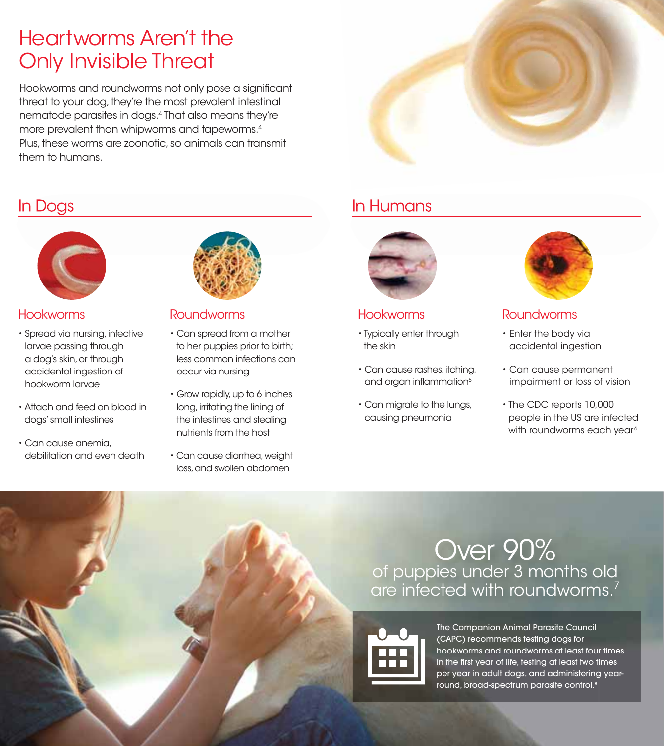# Heartworms Aren't the Only Invisible Threat

Hookworms and roundworms not only pose a significant threat to your dog, they're the most prevalent intestinal nematode parasites in dogs.[4] That also means they're more prevalent than whipworms and tapeworms.[4] Plus, these worms are zoonotic, so animals can transmit them to humans.

## In Dogs

### Hookworms

- Spread via nursing, infective larvae passing through a dog's skin, or through accidental ingestion of hookworm larvae
- Attach and feed on blood in dogs' small intestines
- Can cause anemia, debilitation and even death

### Roundworms

- Can spread from a mother to her puppies prior to birth; less common infections can occur via nursing
- Grow rapidly, up to 6 inches long, irritating the lining of the intestines and stealing nutrients from the host
- Can cause diarrhea, weight loss, and swollen abdomen

## In Humans

### Hookworms

- Typically enter through the skin
- Can cause rashes, itching, and organ inflammation[5]
- Can migrate to the lungs, causing pneumonia

### Roundworms

- Enter the body via accidental ingestion
- Can cause permanent impairment or loss of vision
- The CDC reports 10,000 people in the US are infected with roundworms each year[6]

## Over 90%

of puppies under 3 months old are infected with roundworms.[7]

The Companion Animal Parasite Council (CAPC) recommends testing dogs for hookworms and roundworms at least four times in the first year of life, testing at least two times per year in adult dogs, and administering year-round, broad-spectrum parasite control.[8]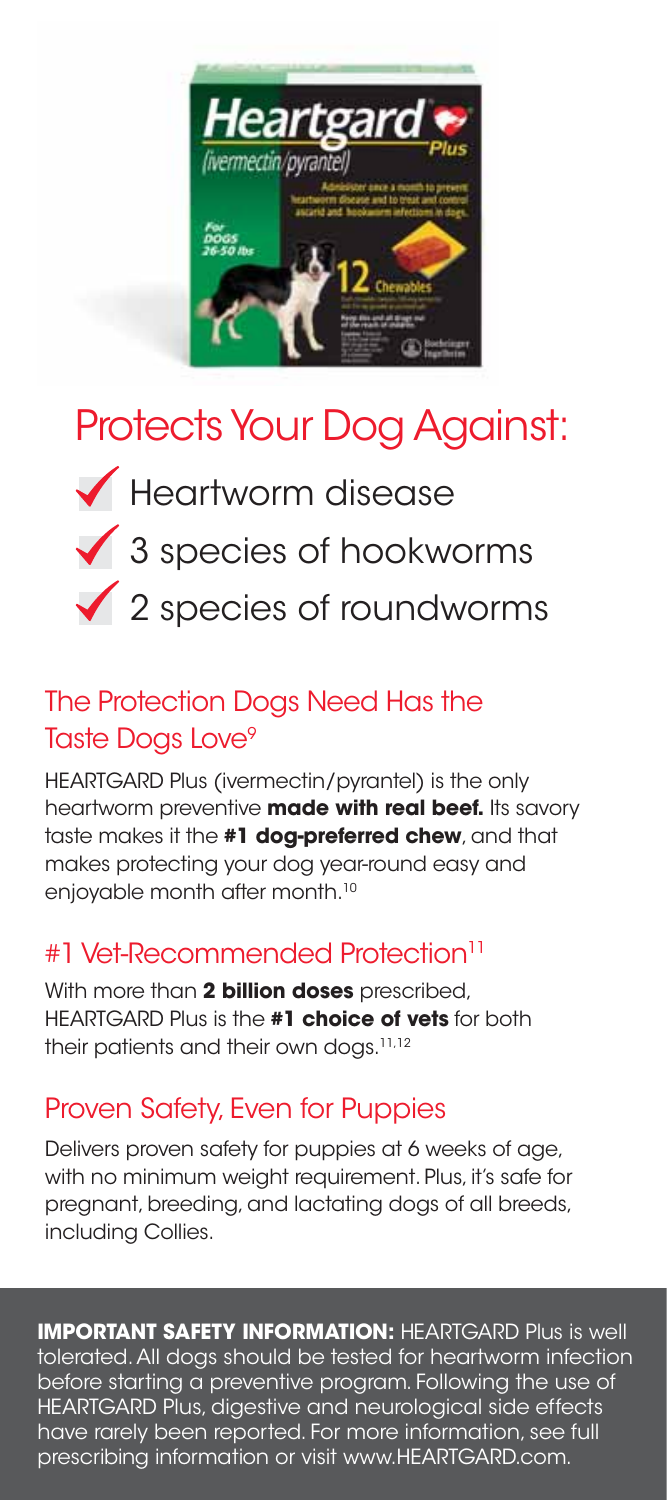# Protects Your Dog Against:

- ✓ Heartworm disease
- ✓ 3 species of hookworms
- ✓ 2 species of roundworms

## The Protection Dogs Need Has the Taste Dogs Love[9]

HEARTGARD Plus (ivermectin/pyrantel) is the only heartworm preventive **made with real beef.** Its savory taste makes it the **#1 dog-preferred chew**, and that makes protecting your dog year-round easy and enjoyable month after month.[10]

## #1 Vet-Recommended Protection[11]

With more than **2 billion doses** prescribed, HEARTGARD Plus is the **#1 choice of vets** for both their patients and their own dogs.[11,12]

## Proven Safety, Even for Puppies

Delivers proven safety for puppies at 6 weeks of age, with no minimum weight requirement. Plus, it's safe for pregnant, breeding, and lactating dogs of all breeds, including Collies.

**IMPORTANT SAFETY INFORMATION:** HEARTGARD Plus is well tolerated. All dogs should be tested for heartworm infection before starting a preventive program. Following the use of HEARTGARD Plus, digestive and neurological side effects have rarely been reported. For more information, see full prescribing information or visit www.HEARTGARD.com.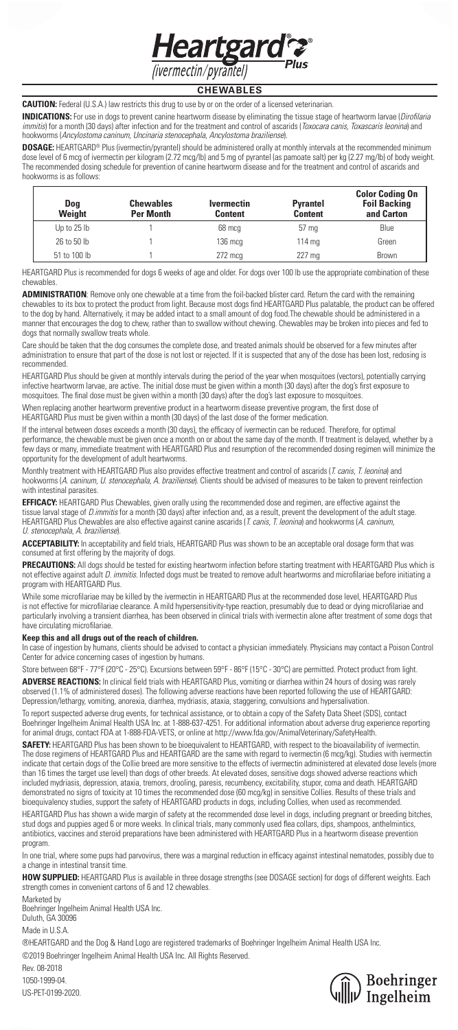# Heartgard® Plus

*(ivermectin/pyrantel)*

## CHEWABLES

**CAUTION:** Federal (U.S.A.) law restricts this drug to use by or on the order of a licensed veterinarian.

**INDICATIONS:** For use in dogs to prevent canine heartworm disease by eliminating the tissue stage of heartworm larvae (*Dirofilaria immitis*) for a month (30 days) after infection and for the treatment and control of ascarids (*Toxocara canis, Toxascaris leonina*) and hookworms (*Ancylostoma caninum, Uncinaria stenocephala, Ancylostoma braziliense*).

**DOSAGE:** HEARTGARD® Plus (ivermectin/pyrantel) should be administered orally at monthly intervals at the recommended minimum dose level of 6 mcg of ivermectin per kilogram (2.72 mcg/lb) and 5 mg of pyrantel (as pamoate salt) per kg (2.27 mg/lb) of body weight. The recommended dosing schedule for prevention of canine heartworm disease and for the treatment and control of ascarids and hookworms is as follows:

| Dog Weight | Chewables Per Month | Ivermectin Content | Pyrantel Content | Color Coding On Foil Backing and Carton |
|---|---|---|---|---|
| Up to 25 lb | 1 | 68 mcg | 57 mg | Blue |
| 26 to 50 lb | 1 | 136 mcg | 114 mg | Green |
| 51 to 100 lb | 1 | 272 mcg | 227 mg | Brown |

HEARTGARD Plus is recommended for dogs 6 weeks of age and older. For dogs over 100 lb use the appropriate combination of these chewables.

**ADMINISTRATION**: Remove only one chewable at a time from the foil-backed blister card. Return the card with the remaining chewables to its box to protect the product from light. Because most dogs find HEARTGARD Plus palatable, the product can be offered to the dog by hand. Alternatively, it may be added intact to a small amount of dog food.The chewable should be administered in a manner that encourages the dog to chew, rather than to swallow without chewing. Chewables may be broken into pieces and fed to dogs that normally swallow treats whole.

Care should be taken that the dog consumes the complete dose, and treated animals should be observed for a few minutes after administration to ensure that part of the dose is not lost or rejected. If it is suspected that any of the dose has been lost, redosing is recommended.

HEARTGARD Plus should be given at monthly intervals during the period of the year when mosquitoes (vectors), potentially carrying infective heartworm larvae, are active. The initial dose must be given within a month (30 days) after the dog's first exposure to mosquitoes. The final dose must be given within a month (30 days) after the dog's last exposure to mosquitoes.

When replacing another heartworm preventive product in a heartworm disease preventive program, the first dose of HEARTGARD Plus must be given within a month (30 days) of the last dose of the former medication.

If the interval between doses exceeds a month (30 days), the efficacy of ivermectin can be reduced. Therefore, for optimal performance, the chewable must be given once a month on or about the same day of the month. If treatment is delayed, whether by a few days or many, immediate treatment with HEARTGARD Plus and resumption of the recommended dosing regimen will minimize the opportunity for the development of adult heartworms.

Monthly treatment with HEARTGARD Plus also provides effective treatment and control of ascarids (*T. canis, T. leonina*) and hookworms (*A. caninum, U. stenocephala, A. braziliense*). Clients should be advised of measures to be taken to prevent reinfection with intestinal parasites.

**EFFICACY:** HEARTGARD Plus Chewables, given orally using the recommended dose and regimen, are effective against the tissue larval stage of *D.immitis* for a month (30 days) after infection and, as a result, prevent the development of the adult stage. HEARTGARD Plus Chewables are also effective against canine ascarids (*T. canis, T. leonina*) and hookworms (*A. caninum, U. stenocephala, A. braziliense*).

**ACCEPTABILITY:** In acceptability and field trials, HEARTGARD Plus was shown to be an acceptable oral dosage form that was consumed at first offering by the majority of dogs.

**PRECAUTIONS:** All dogs should be tested for existing heartworm infection before starting treatment with HEARTGARD Plus which is not effective against adult *D. immitis*. Infected dogs must be treated to remove adult heartworms and microfilariae before initiating a program with HEARTGARD Plus.

While some microfilariae may be killed by the ivermectin in HEARTGARD Plus at the recommended dose level, HEARTGARD Plus is not effective for microfilariae clearance. A mild hypersensitivity-type reaction, presumably due to dead or dying microfilariae and particularly involving a transient diarrhea, has been observed in clinical trials with ivermectin alone after treatment of some dogs that have circulating microfilariae.

**Keep this and all drugs out of the reach of children.**

In case of ingestion by humans, clients should be advised to contact a physician immediately. Physicians may contact a Poison Control Center for advice concerning cases of ingestion by humans.

Store between 68°F - 77°F (20°C - 25°C). Excursions between 59°F - 86°F (15°C - 30°C) are permitted. Protect product from light.

**ADVERSE REACTIONS:** In clinical field trials with HEARTGARD Plus, vomiting or diarrhea within 24 hours of dosing was rarely observed (1.1% of administered doses). The following adverse reactions have been reported following the use of HEARTGARD: Depression/lethargy, vomiting, anorexia, diarrhea, mydriasis, ataxia, staggering, convulsions and hypersalivation.

To report suspected adverse drug events, for technical assistance, or to obtain a copy of the Safety Data Sheet (SDS), contact Boehringer Ingelheim Animal Health USA Inc. at 1-888-637-4251. For additional information about adverse drug experience reporting for animal drugs, contact FDA at 1-888-FDA-VETS, or online at http://www.fda.gov/AnimalVeterinary/SafetyHealth.

**SAFETY:** HEARTGARD Plus has been shown to be bioequivalent to HEARTGARD, with respect to the bioavailability of ivermectin. The dose regimens of HEARTGARD Plus and HEARTGARD are the same with regard to ivermectin (6 mcg/kg). Studies with ivermectin indicate that certain dogs of the Collie breed are more sensitive to the effects of ivermectin administered at elevated dose levels (more than 16 times the target use level) than dogs of other breeds. At elevated doses, sensitive dogs showed adverse reactions which included mydriasis, depression, ataxia, tremors, drooling, paresis, recumbency, excitability, stupor, coma and death. HEARTGARD demonstrated no signs of toxicity at 10 times the recommended dose (60 mcg/kg) in sensitive Collies. Results of these trials and bioequivalency studies, support the safety of HEARTGARD products in dogs, including Collies, when used as recommended.

HEARTGARD Plus has shown a wide margin of safety at the recommended dose level in dogs, including pregnant or breeding bitches, stud dogs and puppies aged 6 or more weeks. In clinical trials, many commonly used flea collars, dips, shampoos, anthelmintics, antibiotics, vaccines and steroid preparations have been administered with HEARTGARD Plus in a heartworm disease prevention program.

In one trial, where some pups had parvovirus, there was a marginal reduction in efficacy against intestinal nematodes, possibly due to a change in intestinal transit time.

**HOW SUPPLIED:** HEARTGARD Plus is available in three dosage strengths (see DOSAGE section) for dogs of different weights. Each strength comes in convenient cartons of 6 and 12 chewables.

Marketed by
Boehringer Ingelheim Animal Health USA Inc.
Duluth, GA 30096

Made in U.S.A.

®HEARTGARD and the Dog & Hand Logo are registered trademarks of Boehringer Ingelheim Animal Health USA Inc.

©2019 Boehringer Ingelheim Animal Health USA Inc. All Rights Reserved.

Rev. 08-2018
1050-1999-04.
US-PET-0199-2020.

Boehringer Ingelheim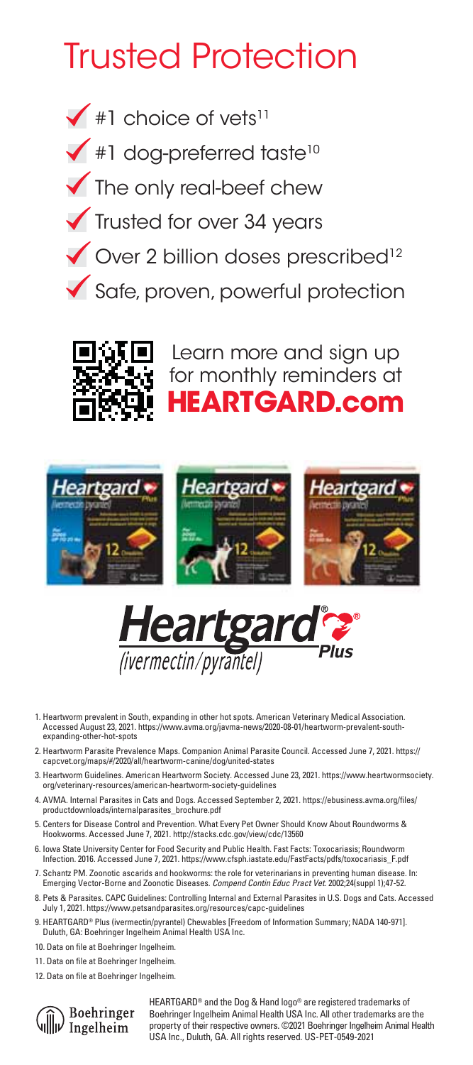# Trusted Protection

- #1 choice of vets[11]
- #1 dog-preferred taste[10]
- The only real-beef chew
- Trusted for over 34 years
- Over 2 billion doses prescribed[12]
- Safe, proven, powerful protection

Learn more and sign up for monthly reminders at **HEARTGARD.com**

Heartgard® Plus (ivermectin/pyrantel)

1. Heartworm prevalent in South, expanding in other hot spots. American Veterinary Medical Association. Accessed August 23, 2021. https://www.avma.org/javma-news/2020-08-01/heartworm-prevalent-south-expanding-other-hot-spots
2. Heartworm Parasite Prevalence Maps. Companion Animal Parasite Council. Accessed June 7, 2021. https://capcvet.org/maps/#/2020/all/heartworm-canine/dog/united-states
3. Heartworm Guidelines. American Heartworm Society. Accessed June 23, 2021. https://www.heartwormsociety.org/veterinary-resources/american-heartworm-society-guidelines
4. AVMA. Internal Parasites in Cats and Dogs. Accessed September 2, 2021. https://ebusiness.avma.org/files/productdownloads/internalparasites_brochure.pdf
5. Centers for Disease Control and Prevention. What Every Pet Owner Should Know About Roundworms & Hookworms. Accessed June 7, 2021. http://stacks.cdc.gov/view/cdc/13560
6. Iowa State University Center for Food Security and Public Health. Fast Facts: Toxocariasis; Roundworm Infection. 2016. Accessed June 7, 2021. https://www.cfsph.iastate.edu/FastFacts/pdfs/toxocariasis_F.pdf
7. Schantz PM. Zoonotic ascarids and hookworms: the role for veterinarians in preventing human disease. In: Emerging Vector-Borne and Zoonotic Diseases. *Compend Contin Educ Pract Vet.* 2002;24(suppl 1);47-52.
8. Pets & Parasites. CAPC Guidelines: Controlling Internal and External Parasites in U.S. Dogs and Cats. Accessed July 1, 2021. https://www.petsandparasites.org/resources/capc-guidelines
9. HEARTGARD® Plus (ivermectin/pyrantel) Chewables [Freedom of Information Summary; NADA 140-971]. Duluth, GA: Boehringer Ingelheim Animal Health USA Inc.
10. Data on file at Boehringer Ingelheim.
11. Data on file at Boehringer Ingelheim.
12. Data on file at Boehringer Ingelheim.

Boehringer Ingelheim

HEARTGARD® and the Dog & Hand logo® are registered trademarks of Boehringer Ingelheim Animal Health USA Inc. All other trademarks are the property of their respective owners. ©2021 Boehringer Ingelheim Animal Health USA Inc., Duluth, GA. All rights reserved. US-PET-0549-2021